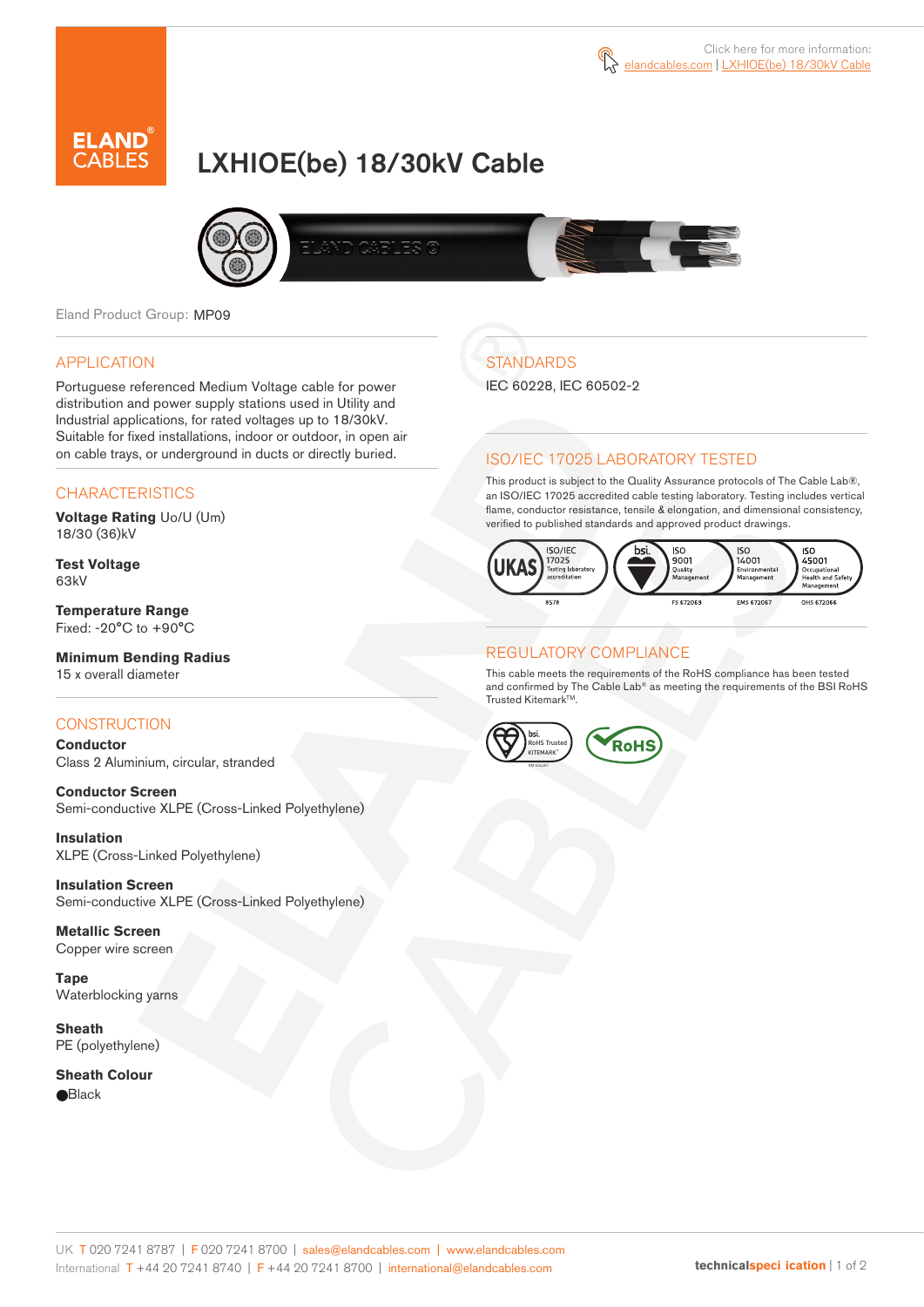Click here for more information: elandcables.com | LXHIOE(be) 18/30kV Cable

# LXHIOE(be) 18/30kV Cable

Eland Product Group: MP09

## APPLICATION

Portuguese referenced Medium Voltage cable for power distribution and power supply stations used in Utility and Industrial applications, for rated voltages up to 18/30kV. Suitable for fixed installations, indoor or outdoor, in open air on cable trays, or underground in ducts or directly buried.

## CHARACTERISTICS

**Voltage Rating** Uo/U (Um)
18/30 (36)kV

**Test Voltage**
63kV

**Temperature Range**
Fixed: -20°C to +90°C

**Minimum Bending Radius**
15 x overall diameter

## CONSTRUCTION

**Conductor**
Class 2 Aluminium, circular, stranded

**Conductor Screen**
Semi-conductive XLPE (Cross-Linked Polyethylene)

**Insulation**
XLPE (Cross-Linked Polyethylene)

**Insulation Screen**
Semi-conductive XLPE (Cross-Linked Polyethylene)

**Metallic Screen**
Copper wire screen

**Tape**
Waterblocking yarns

**Sheath**
PE (polyethylene)

**Sheath Colour**
●Black

## STANDARDS

IEC 60228, IEC 60502-2

## ISO/IEC 17025 LABORATORY TESTED

This product is subject to the Quality Assurance protocols of The Cable Lab®, an ISO/IEC 17025 accredited cable testing laboratory. Testing includes vertical flame, conductor resistance, tensile & elongation, and dimensional consistency, verified to published standards and approved product drawings.

UKAS ISO/IEC 17025 Testing laboratory accreditation 8578 | bsi ISO 9001 Quality Management FS 672069 | ISO 14001 Environmental Management EMS 672067 | ISO 45001 Occupational Health and Safety Management OHS 672066

## REGULATORY COMPLIANCE

This cable meets the requirements of the RoHS compliance has been tested and confirmed by The Cable Lab® as meeting the requirements of the BSI RoHS Trusted Kitemark™.

bsi RoHS Trusted KITEMARK™ | RoHS

UK T 020 7241 8787 | F 020 7241 8700 | sales@elandcables.com | www.elandcables.com
International T +44 20 7241 8740 | F +44 20 7241 8700 | international@elandcables.com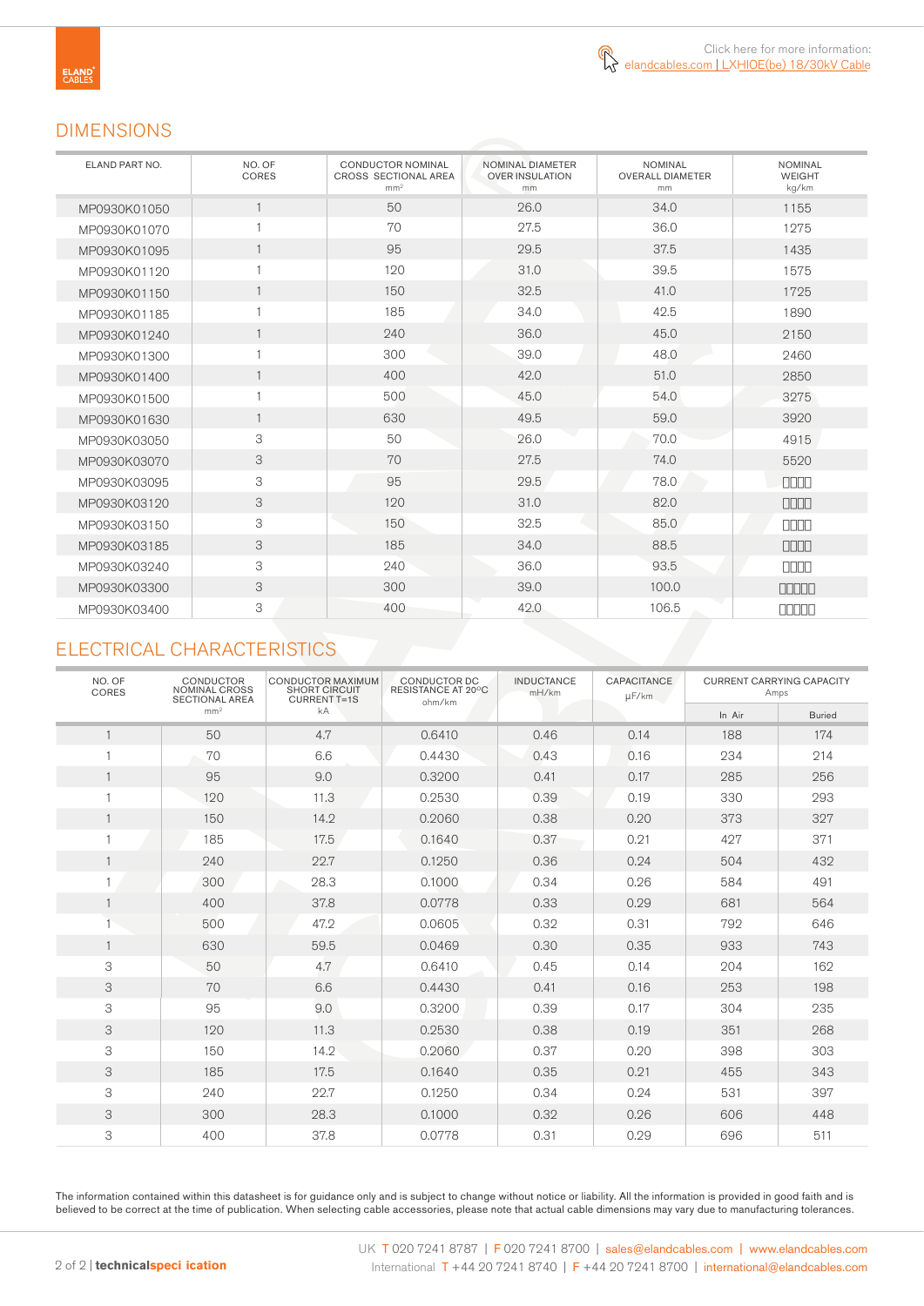Click here for more information:
elandcables.com | LXHIOE(be) 18/30kV Cable

## DIMENSIONS

| ELAND PART NO. | NO. OF CORES | CONDUCTOR NOMINAL CROSS SECTIONAL AREA mm² | NOMINAL DIAMETER OVER INSULATION mm | NOMINAL OVERALL DIAMETER mm | NOMINAL WEIGHT kg/km |
|---|---|---|---|---|---|
| MP0930K01050 | 1 | 50 | 26.0 | 34.0 | 1155 |
| MP0930K01070 | 1 | 70 | 27.5 | 36.0 | 1275 |
| MP0930K01095 | 1 | 95 | 29.5 | 37.5 | 1435 |
| MP0930K01120 | 1 | 120 | 31.0 | 39.5 | 1575 |
| MP0930K01150 | 1 | 150 | 32.5 | 41.0 | 1725 |
| MP0930K01185 | 1 | 185 | 34.0 | 42.5 | 1890 |
| MP0930K01240 | 1 | 240 | 36.0 | 45.0 | 2150 |
| MP0930K01300 | 1 | 300 | 39.0 | 48.0 | 2460 |
| MP0930K01400 | 1 | 400 | 42.0 | 51.0 | 2850 |
| MP0930K01500 | 1 | 500 | 45.0 | 54.0 | 3275 |
| MP0930K01630 | 1 | 630 | 49.5 | 59.0 | 3920 |
| MP0930K03050 | 3 | 50 | 26.0 | 70.0 | 4915 |
| MP0930K03070 | 3 | 70 | 27.5 | 74.0 | 5520 |
| MP0930K03095 | 3 | 95 | 29.5 | 78.0 | □□□□ |
| MP0930K03120 | 3 | 120 | 31.0 | 82.0 | □□□□ |
| MP0930K03150 | 3 | 150 | 32.5 | 85.0 | □□□□ |
| MP0930K03185 | 3 | 185 | 34.0 | 88.5 | □□□□ |
| MP0930K03240 | 3 | 240 | 36.0 | 93.5 | □□□□ |
| MP0930K03300 | 3 | 300 | 39.0 | 100.0 | □□□□□ |
| MP0930K03400 | 3 | 400 | 42.0 | 106.5 | □□□□□ |

## ELECTRICAL CHARACTERISTICS

| NO. OF CORES | CONDUCTOR NOMINAL CROSS SECTIONAL AREA mm² | CONDUCTOR MAXIMUM SHORT CIRCUIT CURRENT T=1S kA | CONDUCTOR DC RESISTANCE AT 20°C ohm/km | INDUCTANCE mH/km | CAPACITANCE μF/km | CURRENT CARRYING CAPACITY Amps | |
|---|---|---|---|---|---|---|---|
| | | | | | | In Air | Buried |
| 1 | 50 | 4.7 | 0.6410 | 0.46 | 0.14 | 188 | 174 |
| 1 | 70 | 6.6 | 0.4430 | 0.43 | 0.16 | 234 | 214 |
| 1 | 95 | 9.0 | 0.3200 | 0.41 | 0.17 | 285 | 256 |
| 1 | 120 | 11.3 | 0.2530 | 0.39 | 0.19 | 330 | 293 |
| 1 | 150 | 14.2 | 0.2060 | 0.38 | 0.20 | 373 | 327 |
| 1 | 185 | 17.5 | 0.1640 | 0.37 | 0.21 | 427 | 371 |
| 1 | 240 | 22.7 | 0.1250 | 0.36 | 0.24 | 504 | 432 |
| 1 | 300 | 28.3 | 0.1000 | 0.34 | 0.26 | 584 | 491 |
| 1 | 400 | 37.8 | 0.0778 | 0.33 | 0.29 | 681 | 564 |
| 1 | 500 | 47.2 | 0.0605 | 0.32 | 0.31 | 792 | 646 |
| 1 | 630 | 59.5 | 0.0469 | 0.30 | 0.35 | 933 | 743 |
| 3 | 50 | 4.7 | 0.6410 | 0.45 | 0.14 | 204 | 162 |
| 3 | 70 | 6.6 | 0.4430 | 0.41 | 0.16 | 253 | 198 |
| 3 | 95 | 9.0 | 0.3200 | 0.39 | 0.17 | 304 | 235 |
| 3 | 120 | 11.3 | 0.2530 | 0.38 | 0.19 | 351 | 268 |
| 3 | 150 | 14.2 | 0.2060 | 0.37 | 0.20 | 398 | 303 |
| 3 | 185 | 17.5 | 0.1640 | 0.35 | 0.21 | 455 | 343 |
| 3 | 240 | 22.7 | 0.1250 | 0.34 | 0.24 | 531 | 397 |
| 3 | 300 | 28.3 | 0.1000 | 0.32 | 0.26 | 606 | 448 |
| 3 | 400 | 37.8 | 0.0778 | 0.31 | 0.29 | 696 | 511 |

The information contained within this datasheet is for guidance only and is subject to change without notice or liability. All the information is provided in good faith and is believed to be correct at the time of publication. When selecting cable accessories, please note that actual cable dimensions may vary due to manufacturing tolerances.

UK T 020 7241 8787 | F 020 7241 8700 | sales@elandcables.com | www.elandcables.com
International T +44 20 7241 8740 | F +44 20 7241 8700 | international@elandcables.com